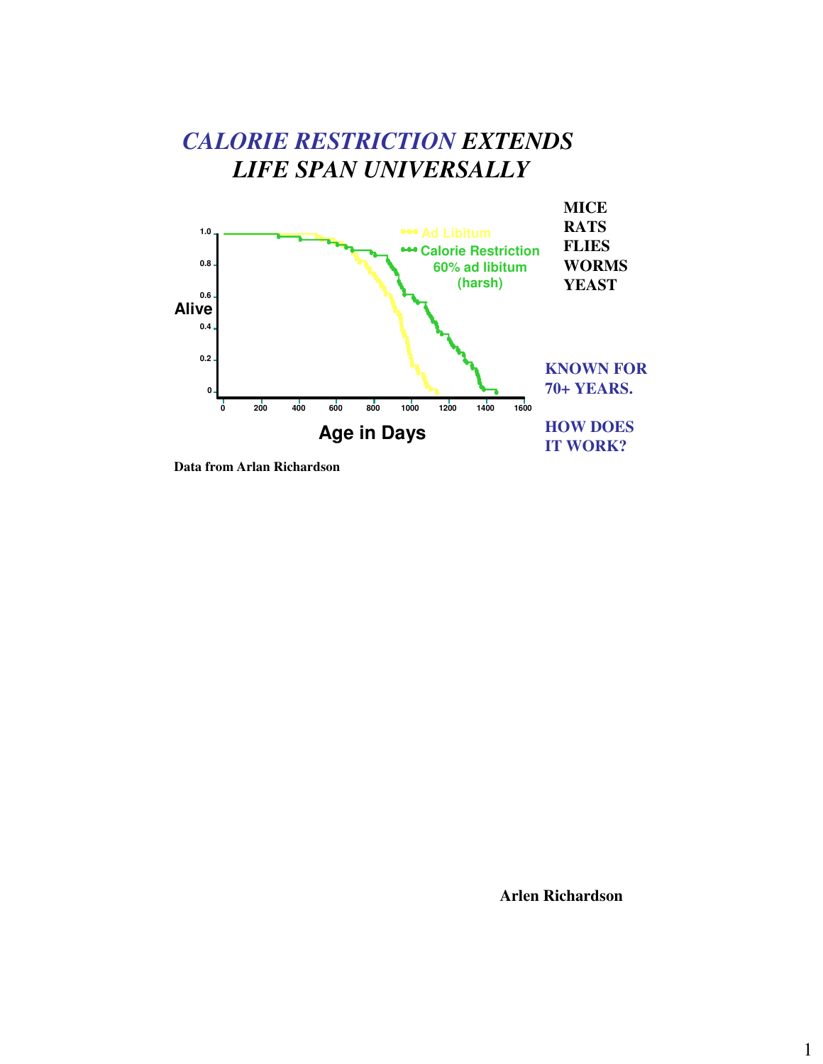# *CALORIE RESTRICTION EXTENDS LIFE SPAN UNIVERSALLY*

Ad Libitum
Calorie Restriction 60% ad libitum (harsh)

Alive

Age in Days

0 200 400 600 800 1000 1200 1400 1600

0 0.2 0.4 0.6 0.8 1.0

**MICE**
**RATS**
**FLIES**
**WORMS**
**YEAST**

**KNOWN FOR 70+ YEARS.**

**HOW DOES IT WORK?**

**Data from Arlan Richardson**

**Arlen Richardson**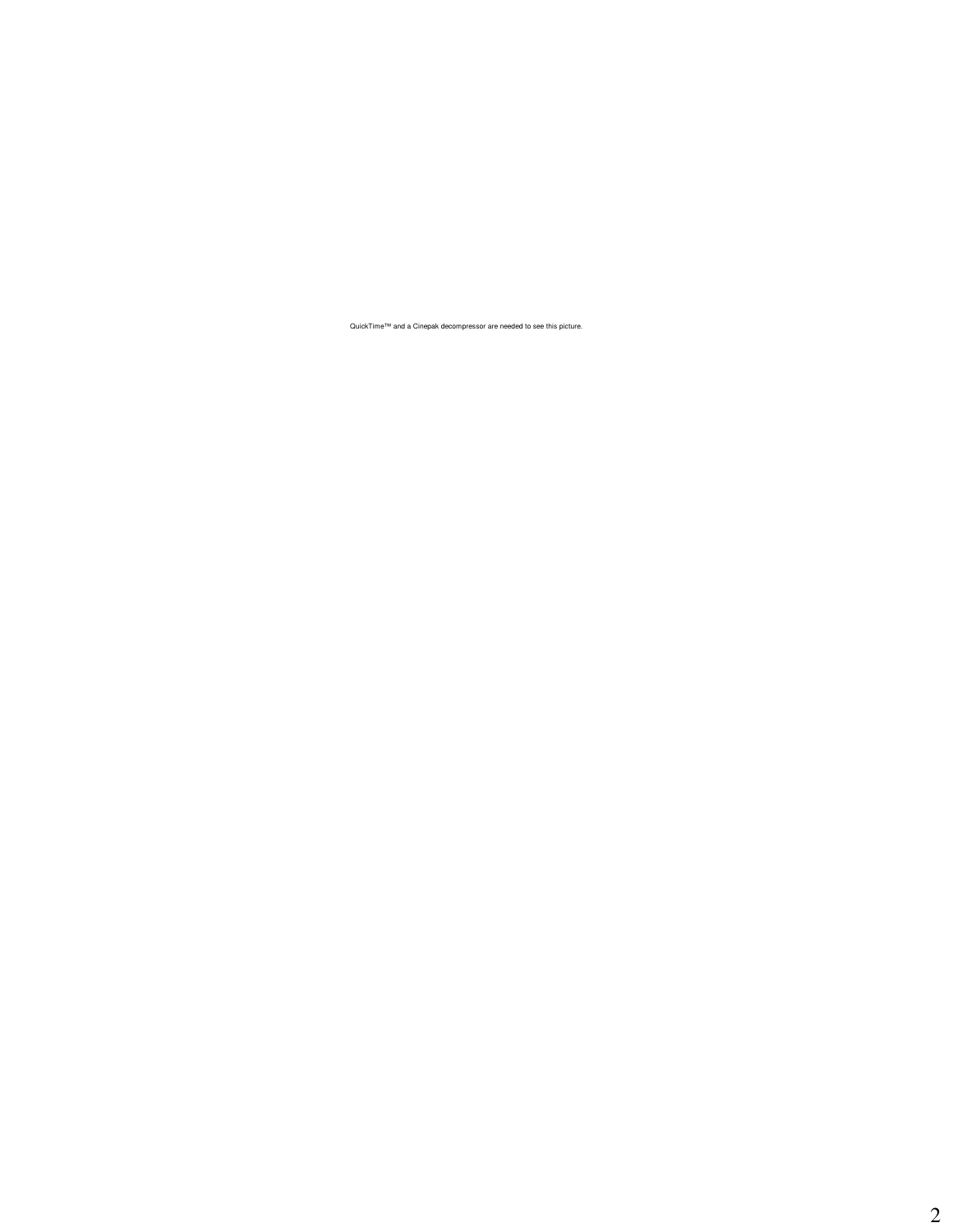QuickTime™ and a Cinepak decompressor are needed to see this picture.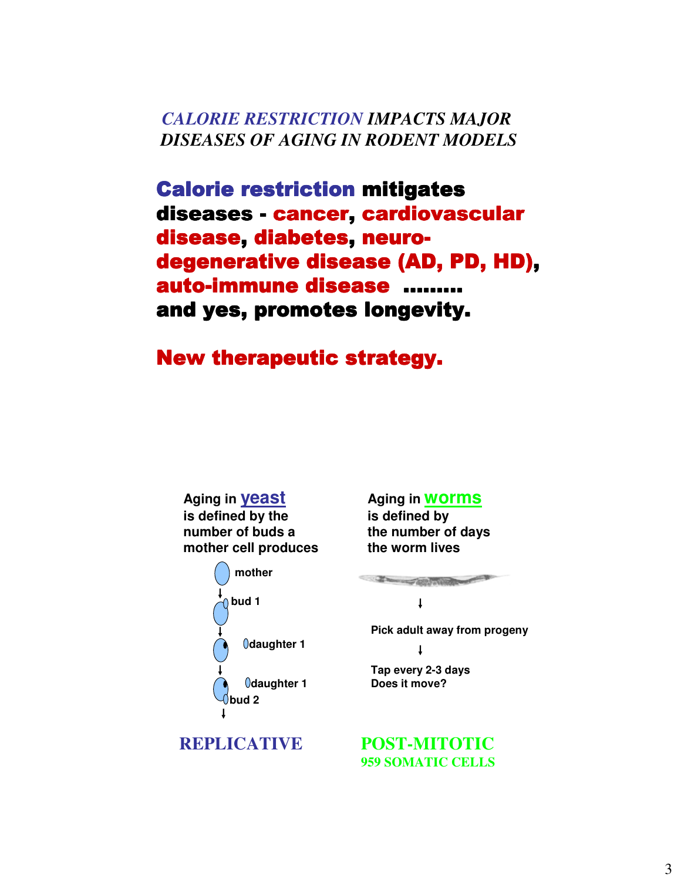## *CALORIE RESTRICTION IMPACTS MAJOR DISEASES OF AGING IN RODENT MODELS*

**Calorie restriction mitigates diseases - cancer, cardiovascular disease, diabetes, neuro-degenerative disease (AD, PD, HD), auto-immune disease ……… and yes, promotes longevity.**

**New therapeutic strategy.**

Aging in yeast is defined by the number of buds a mother cell produces

mother
↓
bud 1
↓
daughter 1
↓
daughter 1
bud 2
↓

**REPLICATIVE**

Aging in worms is defined by the number of days the worm lives

↓

Pick adult away from progeny

↓

Tap every 2-3 days
Does it move?

**POST-MITOTIC**
**959 SOMATIC CELLS**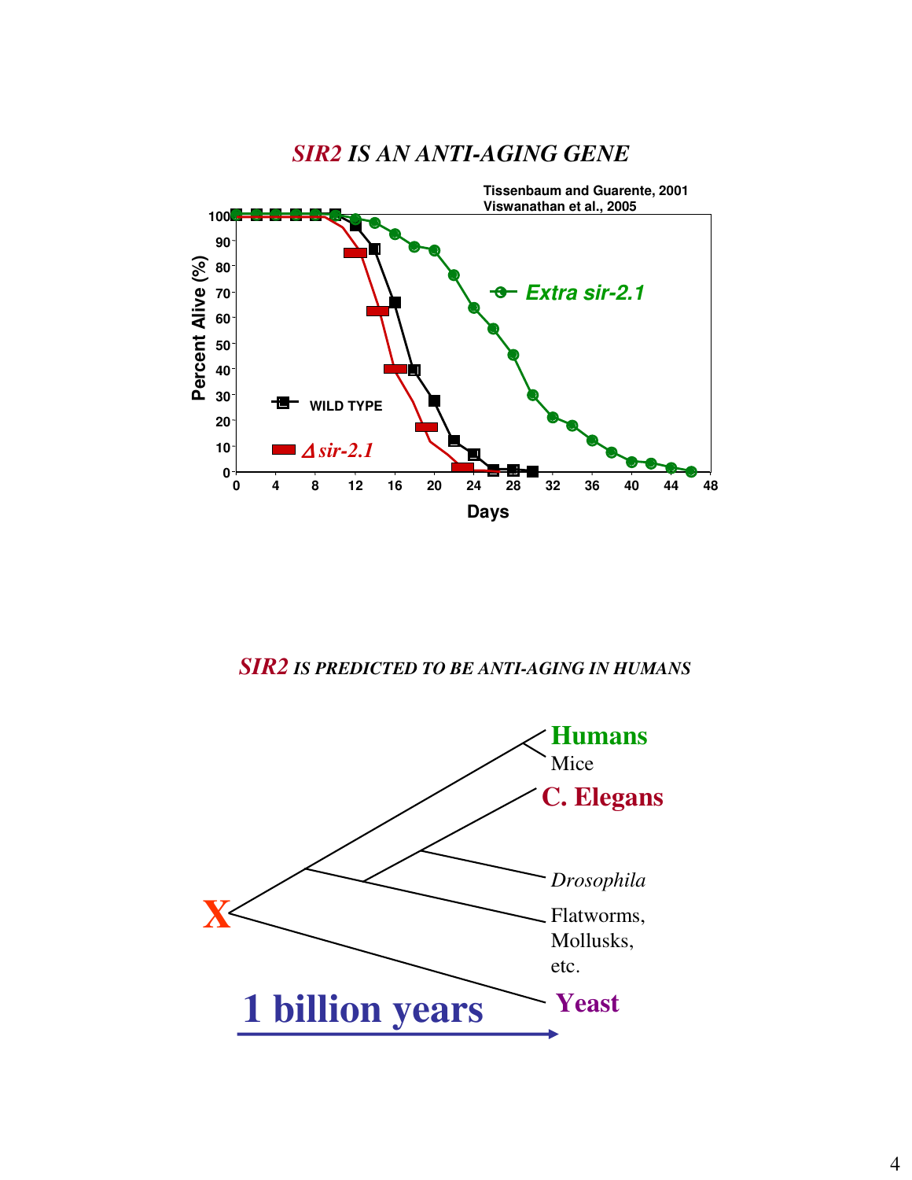## *SIR2* IS AN ANTI-AGING GENE

Tissenbaum and Guarente, 2001
Viswanathan et al., 2005

Percent Alive (%)

100, 90, 80, 70, 60, 50, 40, 30, 20, 10, 0

Days

0, 4, 8, 12, 16, 20, 24, 28, 32, 36, 40, 44, 48

WILD TYPE

*Δ sir-2.1*

*Extra sir-2.1*

## *SIR2* IS PREDICTED TO BE ANTI-AGING IN HUMANS

X

Humans

Mice

C. Elegans

*Drosophila*

Flatworms,
Mollusks,
etc.

Yeast

1 billion years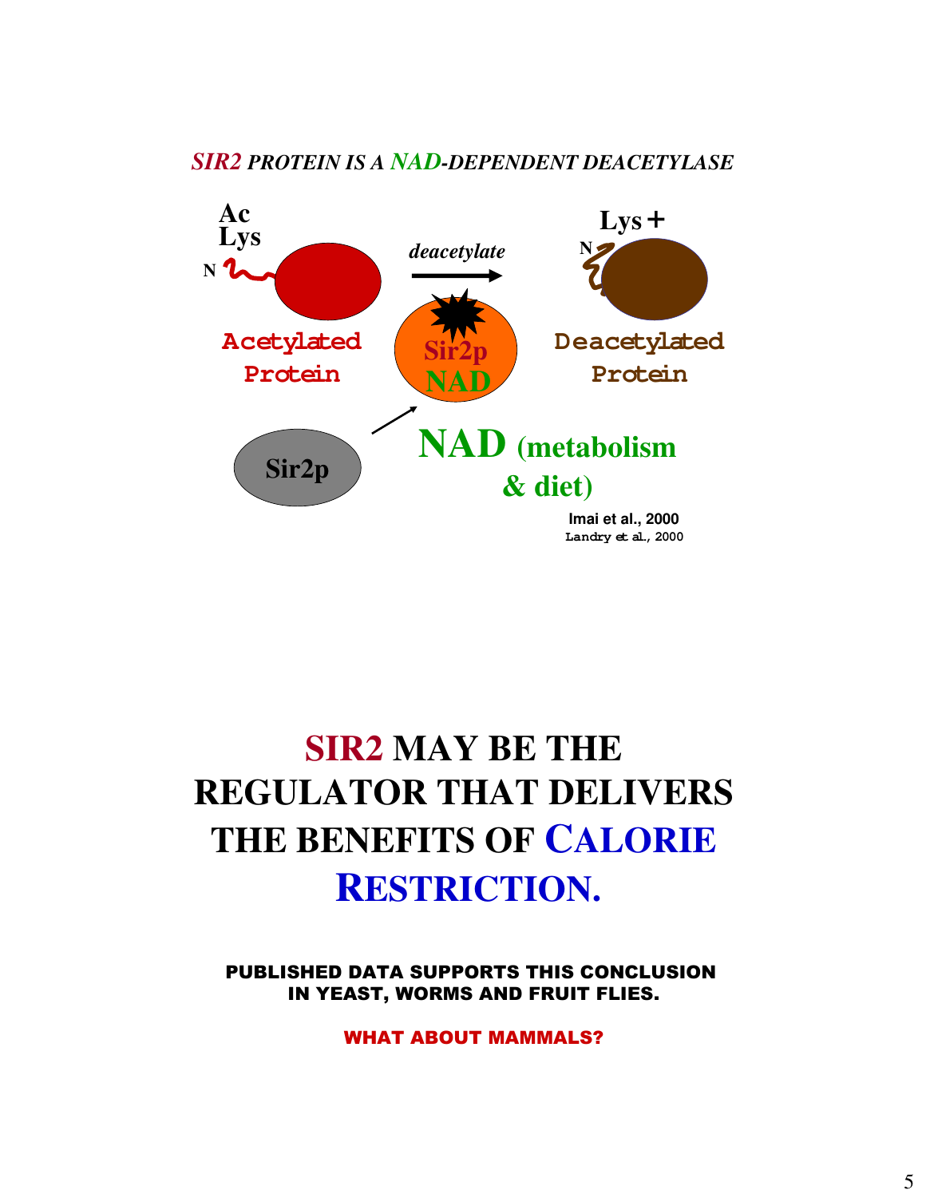***SIR2 PROTEIN IS A NAD-DEPENDENT DEACETYLASE***

Ac Lys

N

Acetylated Protein

*deacetylate*

Sir2p NAD

Lys +

N

Deacetylated Protein

Sir2p

**NAD (metabolism & diet)**

Imai et al., 2000
Landry et al., 2000

# SIR2 MAY BE THE REGULATOR THAT DELIVERS THE BENEFITS OF CALORIE RESTRICTION.

**PUBLISHED DATA SUPPORTS THIS CONCLUSION IN YEAST, WORMS AND FRUIT FLIES.**

**WHAT ABOUT MAMMALS?**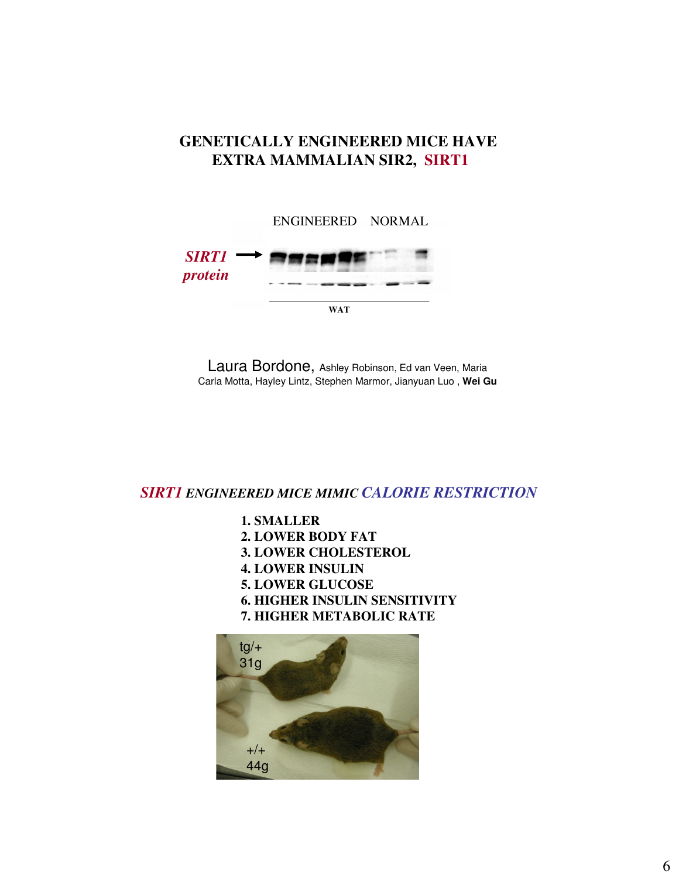## GENETICALLY ENGINEERED MICE HAVE EXTRA MAMMALIAN SIR2, SIRT1

ENGINEERED NORMAL

*SIRT1 protein*

WAT

Laura Bordone, Ashley Robinson, Ed van Veen, Maria Carla Motta, Hayley Lintz, Stephen Marmor, Jianyuan Luo , **Wei Gu**

## *SIRT1 ENGINEERED MICE MIMIC CALORIE RESTRICTION*

1. **SMALLER**
2. **LOWER BODY FAT**
3. **LOWER CHOLESTEROL**
4. **LOWER INSULIN**
5. **LOWER GLUCOSE**
6. **HIGHER INSULIN SENSITIVITY**
7. **HIGHER METABOLIC RATE**

tg/+ 31g

+/+ 44g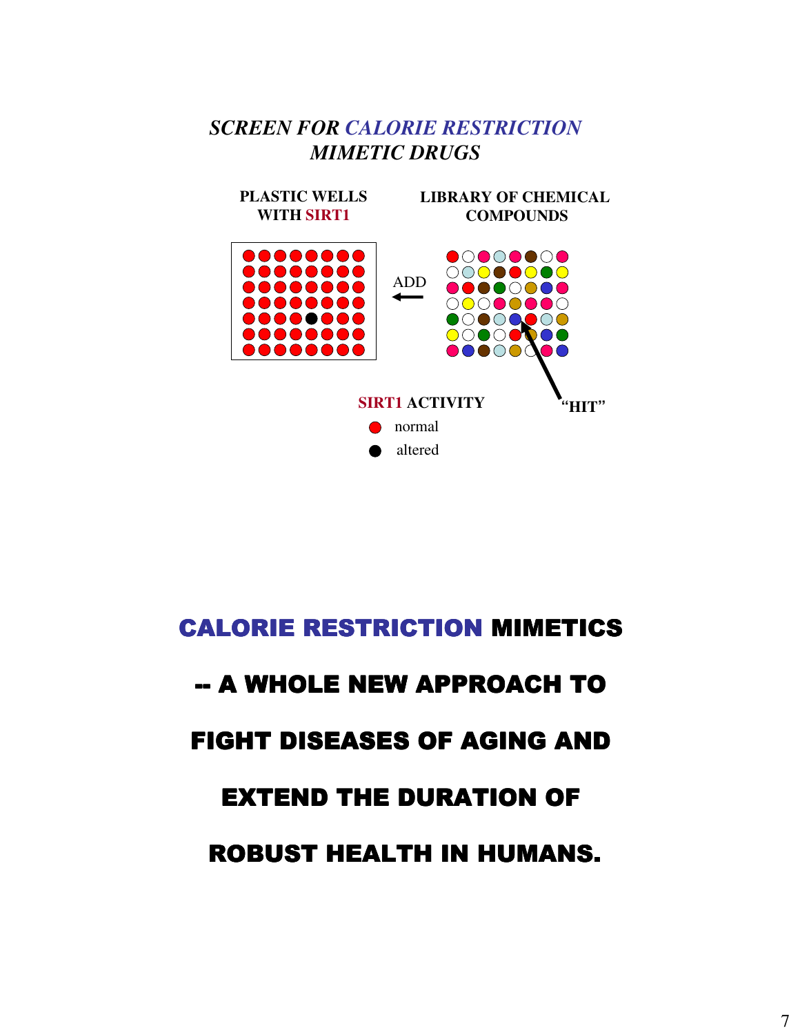### *SCREEN FOR CALORIE RESTRICTION MIMETIC DRUGS*

**PLASTIC WELLS WITH SIRT1**

**LIBRARY OF CHEMICAL COMPOUNDS**

ADD

"HIT"

**SIRT1 ACTIVITY**

- normal
- altered

## CALORIE RESTRICTION MIMETICS -- A WHOLE NEW APPROACH TO FIGHT DISEASES OF AGING AND EXTEND THE DURATION OF ROBUST HEALTH IN HUMANS.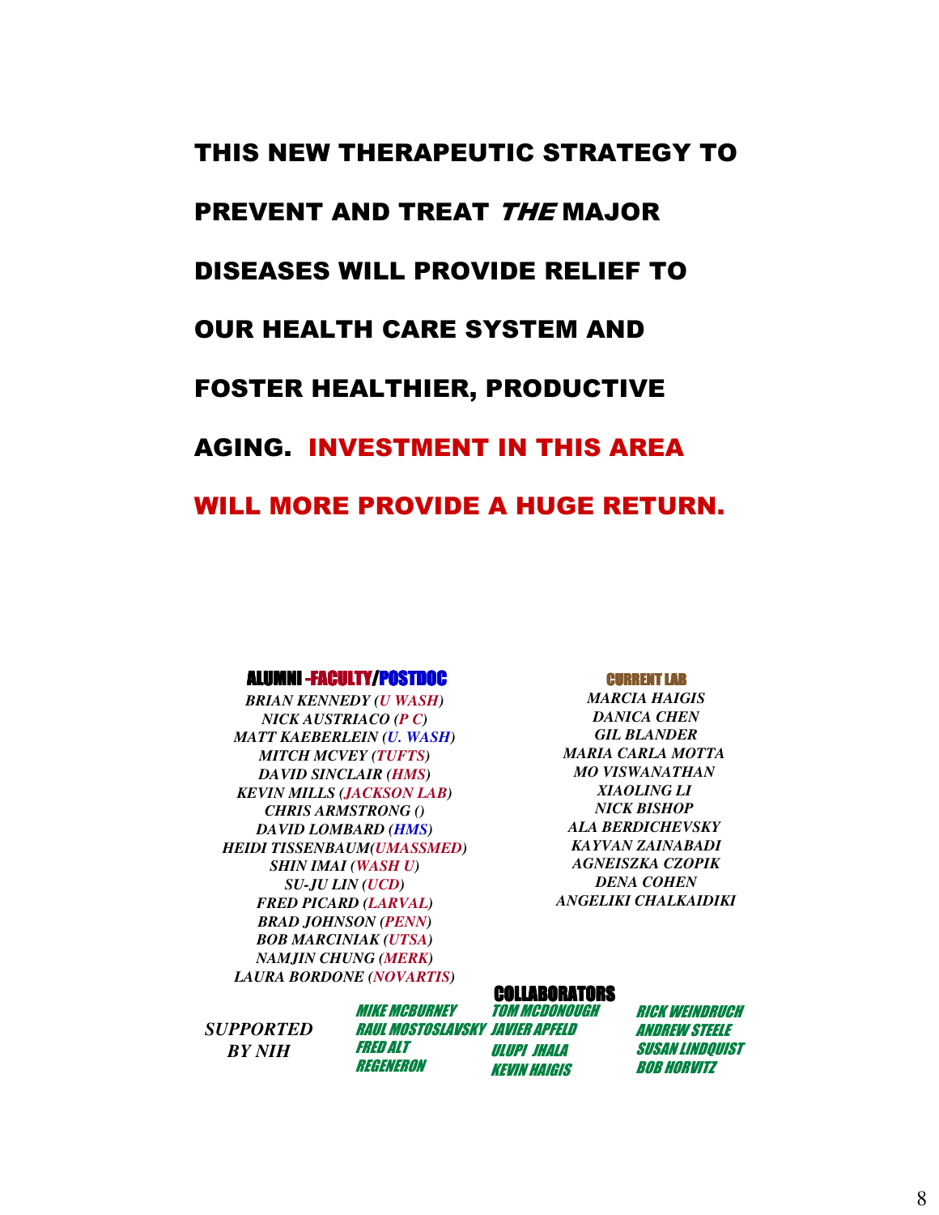**THIS NEW THERAPEUTIC STRATEGY TO PREVENT AND TREAT *THE* MAJOR DISEASES WILL PROVIDE RELIEF TO OUR HEALTH CARE SYSTEM AND FOSTER HEALTHIER, PRODUCTIVE AGING. INVESTMENT IN THIS AREA WILL MORE PROVIDE A HUGE RETURN.**

**ALUMNI -FACULTY/POSTDOC**

*BRIAN KENNEDY (U WASH)*
*NICK AUSTRIACO (P C)*
*MATT KAEBERLEIN (U. WASH)*
*MITCH MCVEY (TUFTS)*
*DAVID SINCLAIR (HMS)*
*KEVIN MILLS (JACKSON LAB)*
*CHRIS ARMSTRONG ()*
*DAVID LOMBARD (HMS)*
*HEIDI TISSENBAUM(UMASSMED)*
*SHIN IMAI (WASH U)*
*SU-JU LIN (UCD)*
*FRED PICARD (LARVAL)*
*BRAD JOHNSON (PENN)*
*BOB MARCINIAK (UTSA)*
*NAMJIN CHUNG (MERK)*
*LAURA BORDONE (NOVARTIS)*

**CURRENT LAB**

*MARCIA HAIGIS*
*DANICA CHEN*
*GIL BLANDER*
*MARIA CARLA MOTTA*
*MO VISWANATHAN*
*XIAOLING LI*
*NICK BISHOP*
*ALA BERDICHEVSKY*
*KAYVAN ZAINABADI*
*AGNEISZKA CZOPIK*
*DENA COHEN*
*ANGELIKI CHALKAIDIKI*

**COLLABORATORS**

*MIKE MCBURNEY*
*RAUL MOSTOSLAVSKY*
*FRED ALT*
*REGENERON*
*TOM MCDONOUGH*
*JAVIER APFELD*
*ULUPI JHALA*
*KEVIN HAIGIS*
*RICK WEINDRUCH*
*ANDREW STEELE*
*SUSAN LINDQUIST*
*BOB HORVITZ*

*SUPPORTED BY NIH*